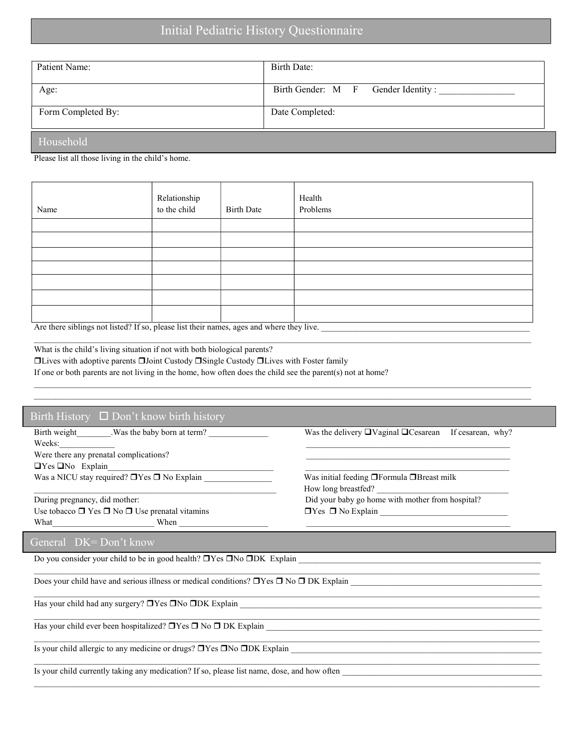# Initial Pediatric History Questionnaire

| Patient Name: | Birth Date: |
|---|---|
| Age: | Birth Gender: M F Gender Identity : _______________ |
| Form Completed By: | Date Completed: |

## Household

Please list all those living in the child's home.

| Name | Relationship to the child | Birth Date | Health Problems |
|---|---|---|---|
| | | | |
| | | | |
| | | | |
| | | | |
| | | | |
| | | | |
| | | | |

Are there siblings not listed? If so, please list their names, ages and where they live. _______________________________________________

_______________________________________________________________________________________________

What is the child's living situation if not with both biological parents?

❒Lives with adoptive parents ❒Joint Custody ❒Single Custody ❒Lives with Foster family

If one or both parents are not living in the home, how often does the child see the parent(s) not at home?

_______________________________________________________________________________________________

_______________________________________________________________________________________________

## Birth History ☐ Don't know birth history

Birth weight________.Was the baby born at term? ______________ Weeks:_____________

Were there any prenatal complications?

❑Yes ❑No Explain_________________________________________

Was a NICU stay required? ❒Yes ❒ No Explain ________________

_________________________________________________________

During pregnancy, did mother:

Use tobacco ❒ Yes ❒ No ❒ Use prenatal vitamins

What_________________________ When _____________________

Was the delivery ❑Vaginal ❑Cesarean If cesarean, why?

_________________________________________________

_________________________________________________

_________________________________________________

Was initial feeding ❒Formula ❒Breast milk

How long breastfed? ________________________________

Did your baby go home with mother from hospital?

❒Yes ❒ No Explain ______________________________

_________________________________________________

## General DK= Don't know

Do you consider your child to be in good health? ❒Yes ❒No ❒DK Explain ___________________________________________________________

_______________________________________________________________________________________________

Does your child have and serious illness or medical conditions? ❒Yes ❒ No ❒ DK Explain _____________________________________________

_______________________________________________________________________________________________

Has your child had any surgery? ❒Yes ❒No ❒DK Explain ____________________________________________________________________

_______________________________________________________________________________________________

Has your child ever been hospitalized? ❒Yes ❒ No ❒ DK Explain _______________________________________________________________

_______________________________________________________________________________________________

Is your child allergic to any medicine or drugs? ❒Yes ❒No ❒DK Explain __________________________________________________________

_______________________________________________________________________________________________

Is your child currently taking any medication? If so, please list name, dose, and how often _____________________________________________

_______________________________________________________________________________________________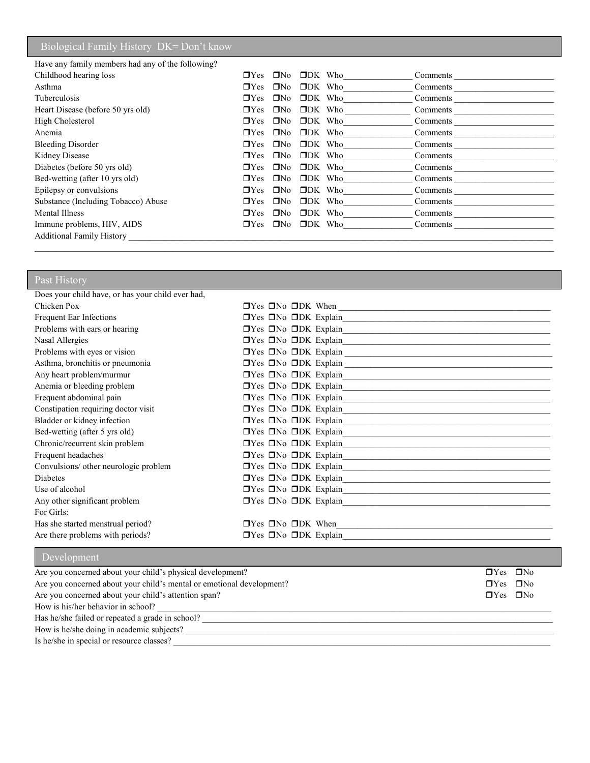## Biological Family History DK= Don't know

Have any family members had any of the following?

| | | | | | |
|---|---|---|---|---|---|
| Childhood hearing loss | ❒Yes | ❒No | ❒DK | Who_______________ | Comments _______________________ |
| Asthma | ❒Yes | ❒No | ❒DK | Who_______________ | Comments _______________________ |
| Tuberculosis | ❒Yes | ❒No | ❒DK | Who_______________ | Comments _______________________ |
| Heart Disease (before 50 yrs old) | ❒Yes | ❒No | ❒DK | Who_______________ | Comments _______________________ |
| High Cholesterol | ❒Yes | ❒No | ❒DK | Who_______________ | Comments _______________________ |
| Anemia | ❒Yes | ❒No | ❒DK | Who_______________ | Comments _______________________ |
| Bleeding Disorder | ❒Yes | ❒No | ❒DK | Who_______________ | Comments _______________________ |
| Kidney Disease | ❒Yes | ❒No | ❒DK | Who_______________ | Comments _______________________ |
| Diabetes (before 50 yrs old) | ❒Yes | ❒No | ❒DK | Who_______________ | Comments _______________________ |
| Bed-wetting (after 10 yrs old) | ❒Yes | ❒No | ❒DK | Who_______________ | Comments _______________________ |
| Epilepsy or convulsions | ❒Yes | ❒No | ❒DK | Who_______________ | Comments _______________________ |
| Substance (Including Tobacco) Abuse | ❒Yes | ❒No | ❒DK | Who_______________ | Comments _______________________ |
| Mental Illness | ❒Yes | ❒No | ❒DK | Who_______________ | Comments _______________________ |
| Immune problems, HIV, AIDS | ❒Yes | ❒No | ❒DK | Who_______________ | Comments _______________________ |

Additional Family History ______________________________________________________________________________

______________________________________________________________________________________________________

## Past History

Does your child have, or has your child ever had,

| | | | | |
|---|---|---|---|---|
| Chicken Pox | ❒Yes | ❒No | ❒DK | When _______________________________________________ |
| Frequent Ear Infections | ❒Yes | ❒No | ❒DK | Explain_______________________________________________ |
| Problems with ears or hearing | ❒Yes | ❒No | ❒DK | Explain_______________________________________________ |
| Nasal Allergies | ❒Yes | ❒No | ❒DK | Explain_______________________________________________ |
| Problems with eyes or vision | ❒Yes | ❒No | ❒DK | Explain _______________________________________________ |
| Asthma, bronchitis or pneumonia | ❒Yes | ❒No | ❒DK | Explain _______________________________________________ |
| Any heart problem/murmur | ❒Yes | ❒No | ❒DK | Explain_______________________________________________ |
| Anemia or bleeding problem | ❒Yes | ❒No | ❒DK | Explain_______________________________________________ |
| Frequent abdominal pain | ❒Yes | ❒No | ❒DK | Explain_______________________________________________ |
| Constipation requiring doctor visit | ❒Yes | ❒No | ❒DK | Explain_______________________________________________ |
| Bladder or kidney infection | ❒Yes | ❒No | ❒DK | Explain_______________________________________________ |
| Bed-wetting (after 5 yrs old) | ❒Yes | ❒No | ❒DK | Explain_______________________________________________ |
| Chronic/recurrent skin problem | ❒Yes | ❒No | ❒DK | Explain_______________________________________________ |
| Frequent headaches | ❒Yes | ❒No | ❒DK | Explain_______________________________________________ |
| Convulsions/ other neurologic problem | ❒Yes | ❒No | ❒DK | Explain_______________________________________________ |
| Diabetes | ❒Yes | ❒No | ❒DK | Explain_______________________________________________ |
| Use of alcohol | ❒Yes | ❒No | ❒DK | Explain_______________________________________________ |
| Any other significant problem | ❒Yes | ❒No | ❒DK | Explain_______________________________________________ |

For Girls:

| | | | | |
|---|---|---|---|---|
| Has she started menstrual period? | ❒Yes | ❒No | ❒DK | When_______________________________________________ |
| Are there problems with periods? | ❒Yes | ❒No | ❒DK | Explain_______________________________________________ |

## Development

| | | |
|---|---|---|
| Are you concerned about your child's physical development? | ❒Yes | ❒No |
| Are you concerned about your child's mental or emotional development? | ❒Yes | ❒No |
| Are you concerned about your child's attention span? | ❒Yes | ❒No |

How is his/her behavior in school? ______________________________________________________________________

Has he/she failed or repeated a grade in school? ________________________________________________________

How is he/she doing in academic subjects? _____________________________________________________________

Is he/she in special or resource classes? _______________________________________________________________